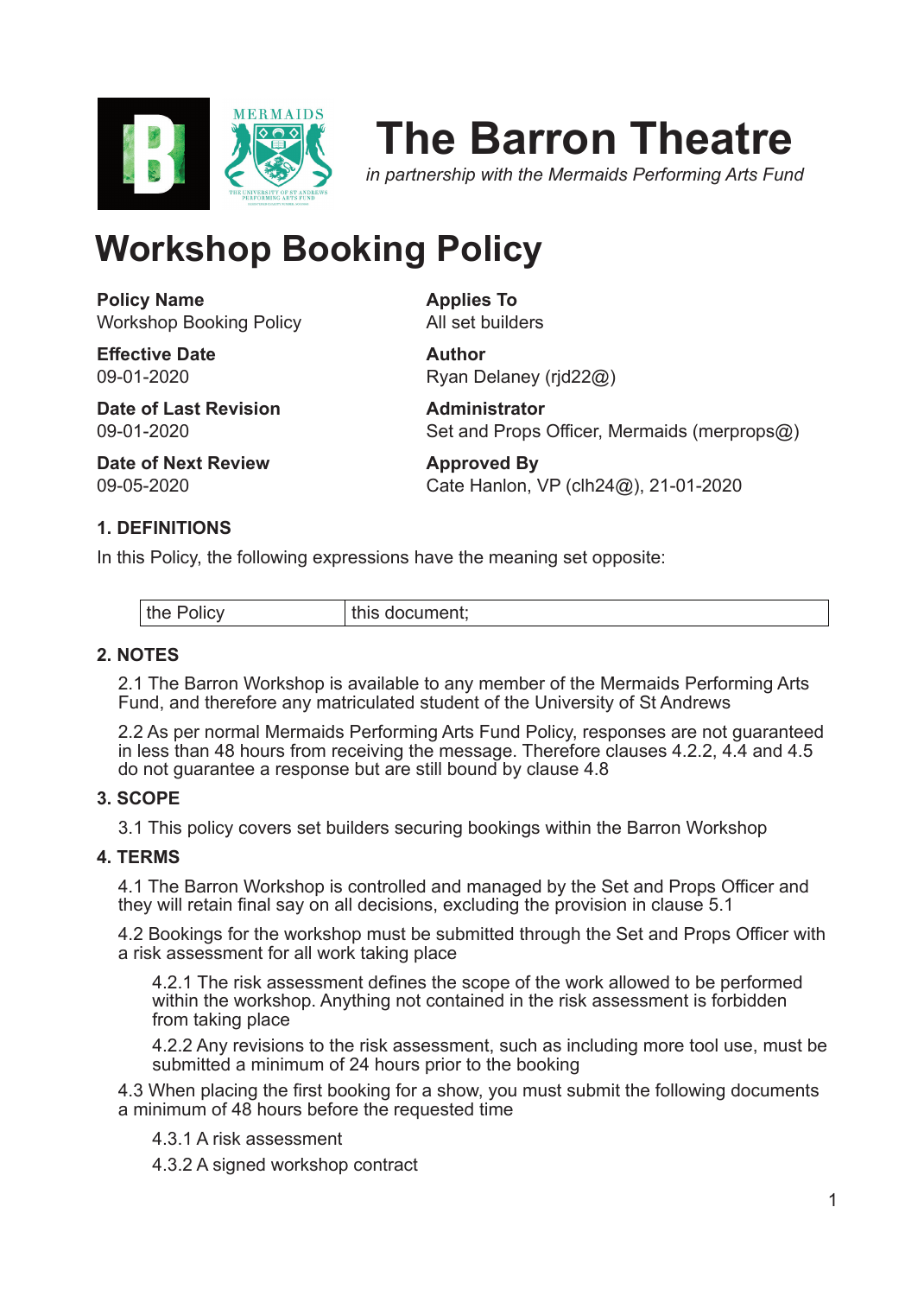# The Barron Theatre

*in partnership with the Mermaids Performing Arts Fund*

# Workshop Booking Policy

**Policy Name**
Workshop Booking Policy

**Applies To**
All set builders

**Effective Date**
09-01-2020

**Author**
Ryan Delaney (rjd22@)

**Date of Last Revision**
09-01-2020

**Administrator**
Set and Props Officer, Mermaids (merprops@)

**Date of Next Review**
09-05-2020

**Approved By**
Cate Hanlon, VP (clh24@), 21-01-2020

### 1. DEFINITIONS

In this Policy, the following expressions have the meaning set opposite:

| the Policy | this document; |
|---|---|

### 2. NOTES

2.1 The Barron Workshop is available to any member of the Mermaids Performing Arts Fund, and therefore any matriculated student of the University of St Andrews

2.2 As per normal Mermaids Performing Arts Fund Policy, responses are not guaranteed in less than 48 hours from receiving the message. Therefore clauses 4.2.2, 4.4 and 4.5 do not guarantee a response but are still bound by clause 4.8

### 3. SCOPE

3.1 This policy covers set builders securing bookings within the Barron Workshop

### 4. TERMS

4.1 The Barron Workshop is controlled and managed by the Set and Props Officer and they will retain final say on all decisions, excluding the provision in clause 5.1

4.2 Bookings for the workshop must be submitted through the Set and Props Officer with a risk assessment for all work taking place

4.2.1 The risk assessment defines the scope of the work allowed to be performed within the workshop. Anything not contained in the risk assessment is forbidden from taking place

4.2.2 Any revisions to the risk assessment, such as including more tool use, must be submitted a minimum of 24 hours prior to the booking

4.3 When placing the first booking for a show, you must submit the following documents a minimum of 48 hours before the requested time

4.3.1 A risk assessment

4.3.2 A signed workshop contract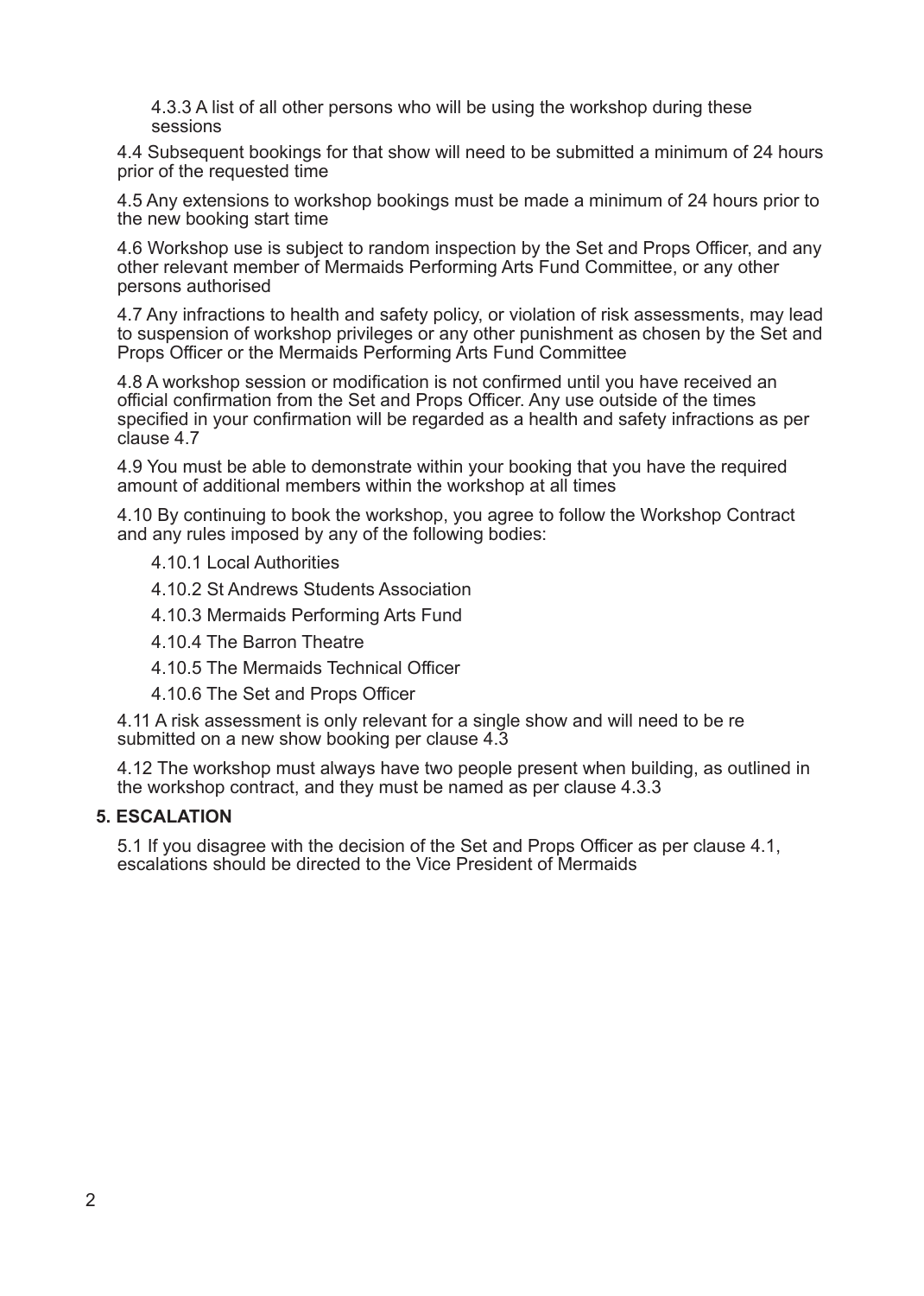4.3.3 A list of all other persons who will be using the workshop during these sessions

4.4 Subsequent bookings for that show will need to be submitted a minimum of 24 hours prior of the requested time

4.5 Any extensions to workshop bookings must be made a minimum of 24 hours prior to the new booking start time

4.6 Workshop use is subject to random inspection by the Set and Props Officer, and any other relevant member of Mermaids Performing Arts Fund Committee, or any other persons authorised

4.7 Any infractions to health and safety policy, or violation of risk assessments, may lead to suspension of workshop privileges or any other punishment as chosen by the Set and Props Officer or the Mermaids Performing Arts Fund Committee

4.8 A workshop session or modification is not confirmed until you have received an official confirmation from the Set and Props Officer. Any use outside of the times specified in your confirmation will be regarded as a health and safety infractions as per clause 4.7

4.9 You must be able to demonstrate within your booking that you have the required amount of additional members within the workshop at all times

4.10 By continuing to book the workshop, you agree to follow the Workshop Contract and any rules imposed by any of the following bodies:

4.10.1 Local Authorities

4.10.2 St Andrews Students Association

4.10.3 Mermaids Performing Arts Fund

4.10.4 The Barron Theatre

4.10.5 The Mermaids Technical Officer

4.10.6 The Set and Props Officer

4.11 A risk assessment is only relevant for a single show and will need to be re submitted on a new show booking per clause 4.3

4.12 The workshop must always have two people present when building, as outlined in the workshop contract, and they must be named as per clause 4.3.3

**5. ESCALATION**

5.1 If you disagree with the decision of the Set and Props Officer as per clause 4.1, escalations should be directed to the Vice President of Mermaids